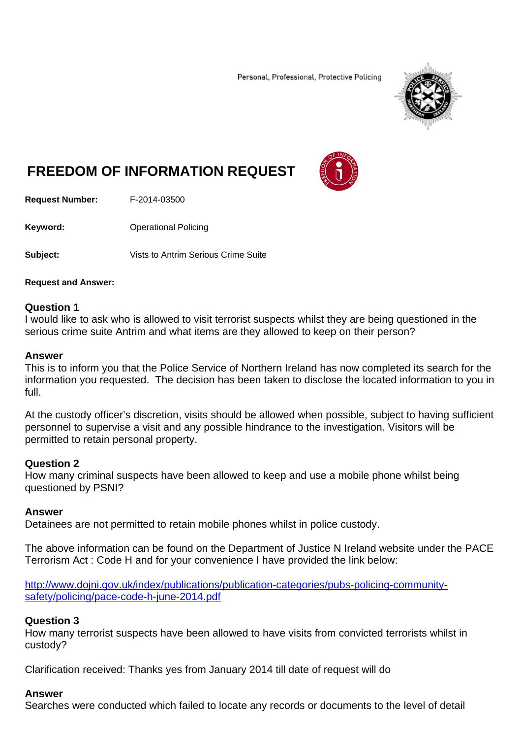Personal, Professional, Protective Policing

# FREEDOM OF INFORMATION REQUEST

**Request Number:** F-2014-03500

**Keyword:** Operational Policing

**Subject:** Vists to Antrim Serious Crime Suite

**Request and Answer:**

### Question 1
I would like to ask who is allowed to visit terrorist suspects whilst they are being questioned in the serious crime suite Antrim and what items are they allowed to keep on their person?

### Answer
This is to inform you that the Police Service of Northern Ireland has now completed its search for the information you requested. The decision has been taken to disclose the located information to you in full.

At the custody officer's discretion, visits should be allowed when possible, subject to having sufficient personnel to supervise a visit and any possible hindrance to the investigation. Visitors will be permitted to retain personal property.

### Question 2
How many criminal suspects have been allowed to keep and use a mobile phone whilst being questioned by PSNI?

### Answer
Detainees are not permitted to retain mobile phones whilst in police custody.

The above information can be found on the Department of Justice N Ireland website under the PACE Terrorism Act : Code H and for your convenience I have provided the link below:

http://www.dojni.gov.uk/index/publications/publication-categories/pubs-policing-community-safety/policing/pace-code-h-june-2014.pdf

### Question 3
How many terrorist suspects have been allowed to have visits from convicted terrorists whilst in custody?

Clarification received: Thanks yes from January 2014 till date of request will do

### Answer
Searches were conducted which failed to locate any records or documents to the level of detail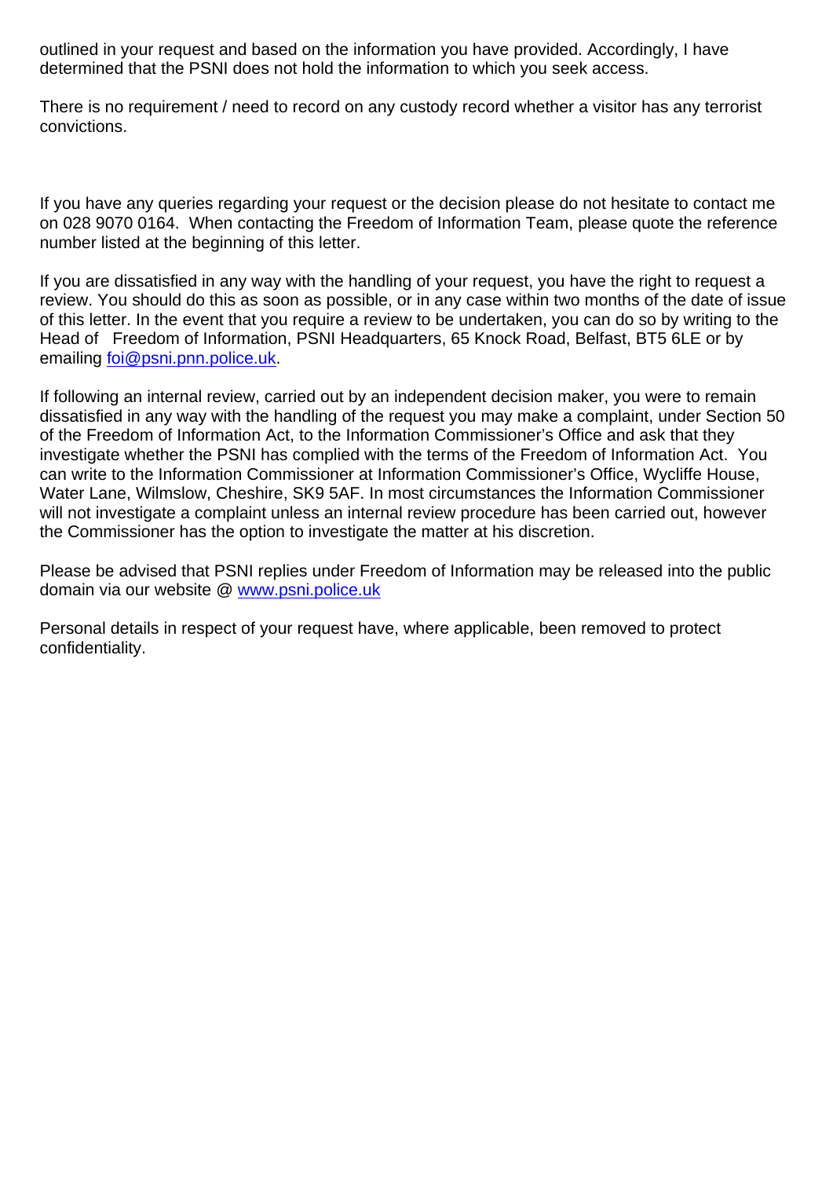outlined in your request and based on the information you have provided. Accordingly, I have determined that the PSNI does not hold the information to which you seek access.

There is no requirement / need to record on any custody record whether a visitor has any terrorist convictions.

If you have any queries regarding your request or the decision please do not hesitate to contact me on 028 9070 0164. When contacting the Freedom of Information Team, please quote the reference number listed at the beginning of this letter.

If you are dissatisfied in any way with the handling of your request, you have the right to request a review. You should do this as soon as possible, or in any case within two months of the date of issue of this letter. In the event that you require a review to be undertaken, you can do so by writing to the Head of Freedom of Information, PSNI Headquarters, 65 Knock Road, Belfast, BT5 6LE or by emailing foi@psni.pnn.police.uk.

If following an internal review, carried out by an independent decision maker, you were to remain dissatisfied in any way with the handling of the request you may make a complaint, under Section 50 of the Freedom of Information Act, to the Information Commissioner's Office and ask that they investigate whether the PSNI has complied with the terms of the Freedom of Information Act. You can write to the Information Commissioner at Information Commissioner's Office, Wycliffe House, Water Lane, Wilmslow, Cheshire, SK9 5AF. In most circumstances the Information Commissioner will not investigate a complaint unless an internal review procedure has been carried out, however the Commissioner has the option to investigate the matter at his discretion.

Please be advised that PSNI replies under Freedom of Information may be released into the public domain via our website @ www.psni.police.uk

Personal details in respect of your request have, where applicable, been removed to protect confidentiality.